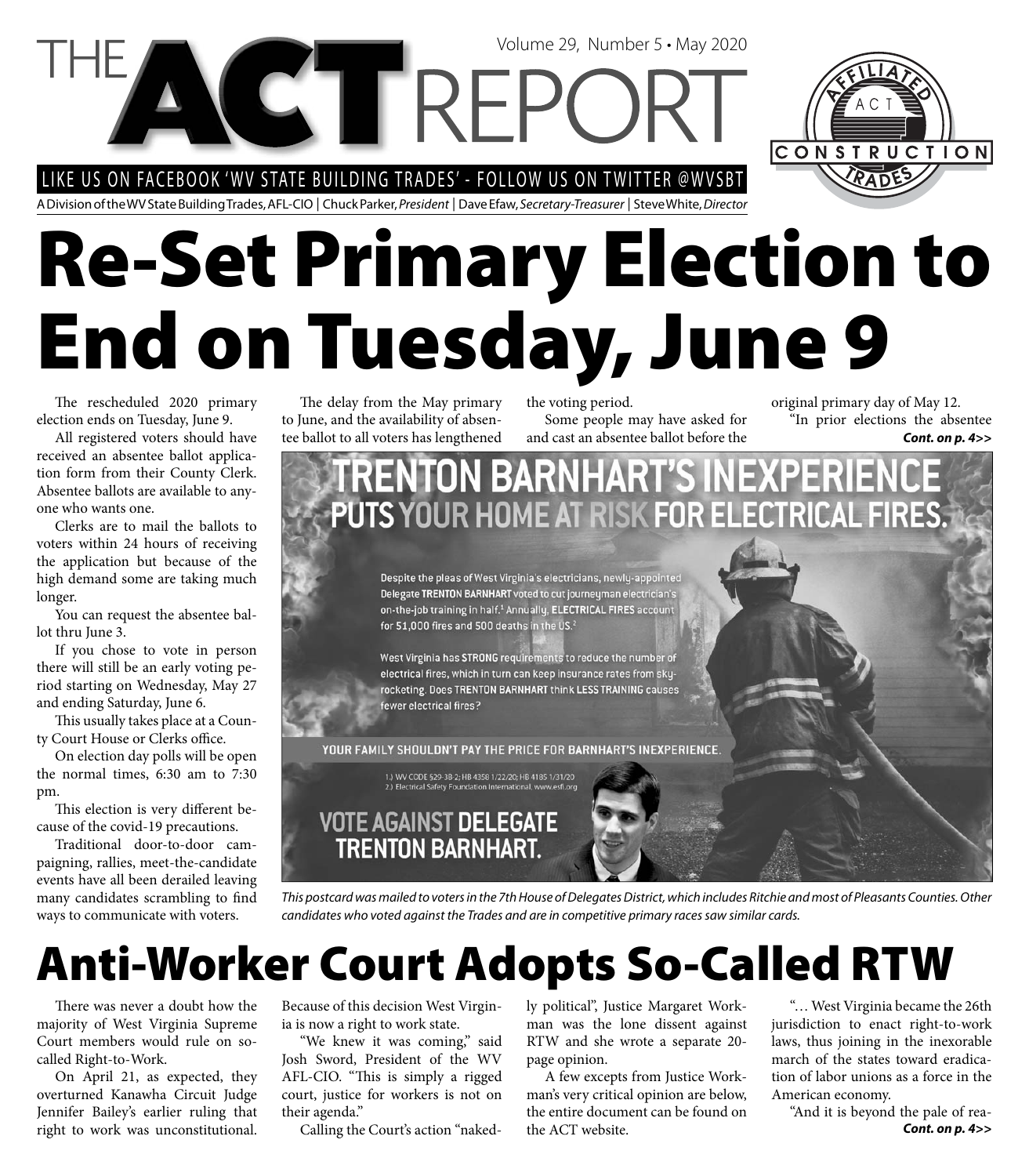# THE ACT REPORT

Volume 29, Number 5 • May 2020

LIKE US ON FACEBOOK 'WV STATE BUILDING TRADES' - FOLLOW US ON TWITTER @WVSBT

A Division of the WV State Building Trades, AFL-CIO | Chuck Parker, *President* | Dave Efaw, *Secretary-Treasurer* | Steve White, *Director*

# Re-Set Primary Election to End on Tuesday, June 9

The rescheduled 2020 primary election ends on Tuesday, June 9.

All registered voters should have received an absentee ballot application form from their County Clerk. Absentee ballots are available to anyone who wants one.

Clerks are to mail the ballots to voters within 24 hours of receiving the application but because of the high demand some are taking much longer.

You can request the absentee ballot thru June 3.

If you chose to vote in person there will still be an early voting period starting on Wednesday, May 27 and ending Saturday, June 6.

This usually takes place at a County Court House or Clerks office.

On election day polls will be open the normal times, 6:30 am to 7:30 pm.

This election is very different because of the covid-19 precautions.

Traditional door-to-door campaigning, rallies, meet-the-candidate events have all been derailed leaving many candidates scrambling to find ways to communicate with voters.

The delay from the May primary to June, and the availability of absentee ballot to all voters has lengthened the voting period.

Some people may have asked for and cast an absentee ballot before the original primary day of May 12.

"In prior elections the absentee ***Cont. on p. 4>>***

**TRENTON BARNHART'S INEXPERIENCE PUTS YOUR HOME AT RISK FOR ELECTRICAL FIRES.**

Despite the pleas of West Virginia's electricians, newly-appointed Delegate **TRENTON BARNHART** voted to cut journeyman electrician's on-the-job training in half.[1] Annually, **ELECTRICAL FIRES** account for 51,000 fires and 500 deaths in the US.[2]

West Virginia has **STRONG** requirements to reduce the number of electrical fires, which in turn can keep insurance rates from sky-rocketing. Does **TRENTON BARNHART** think **LESS TRAINING** causes fewer electrical fires?

**YOUR FAMILY SHOULDN'T PAY THE PRICE FOR BARNHART'S INEXPERIENCE.**

1.) WV CODE §29-3B-2; HB 4358 1/22/20; HB 4185 1/31/20
2.) Electrical Safety Foundation International, www.esfi.org

**VOTE AGAINST DELEGATE TRENTON BARNHART.**

*This postcard was mailed to voters in the 7th House of Delegates District, which includes Ritchie and most of Pleasants Counties. Other candidates who voted against the Trades and are in competitive primary races saw similar cards.*

# Anti-Worker Court Adopts So-Called RTW

There was never a doubt how the majority of West Virginia Supreme Court members would rule on so-called Right-to-Work.

On April 21, as expected, they overturned Kanawha Circuit Judge Jennifer Bailey's earlier ruling that right to work was unconstitutional. Because of this decision West Virginia is now a right to work state.

"We knew it was coming," said Josh Sword, President of the WV AFL-CIO. "This is simply a rigged court, justice for workers is not on their agenda."

Calling the Court's action "nakedly political", Justice Margaret Workman was the lone dissent against RTW and she wrote a separate 20-page opinion.

A few excepts from Justice Workman's very critical opinion are below, the entire document can be found on the ACT website.

"… West Virginia became the 26th jurisdiction to enact right-to-work laws, thus joining in the inexorable march of the states toward eradication of labor unions as a force in the American economy.

"And it is beyond the pale of rea- ***Cont. on p. 4>>***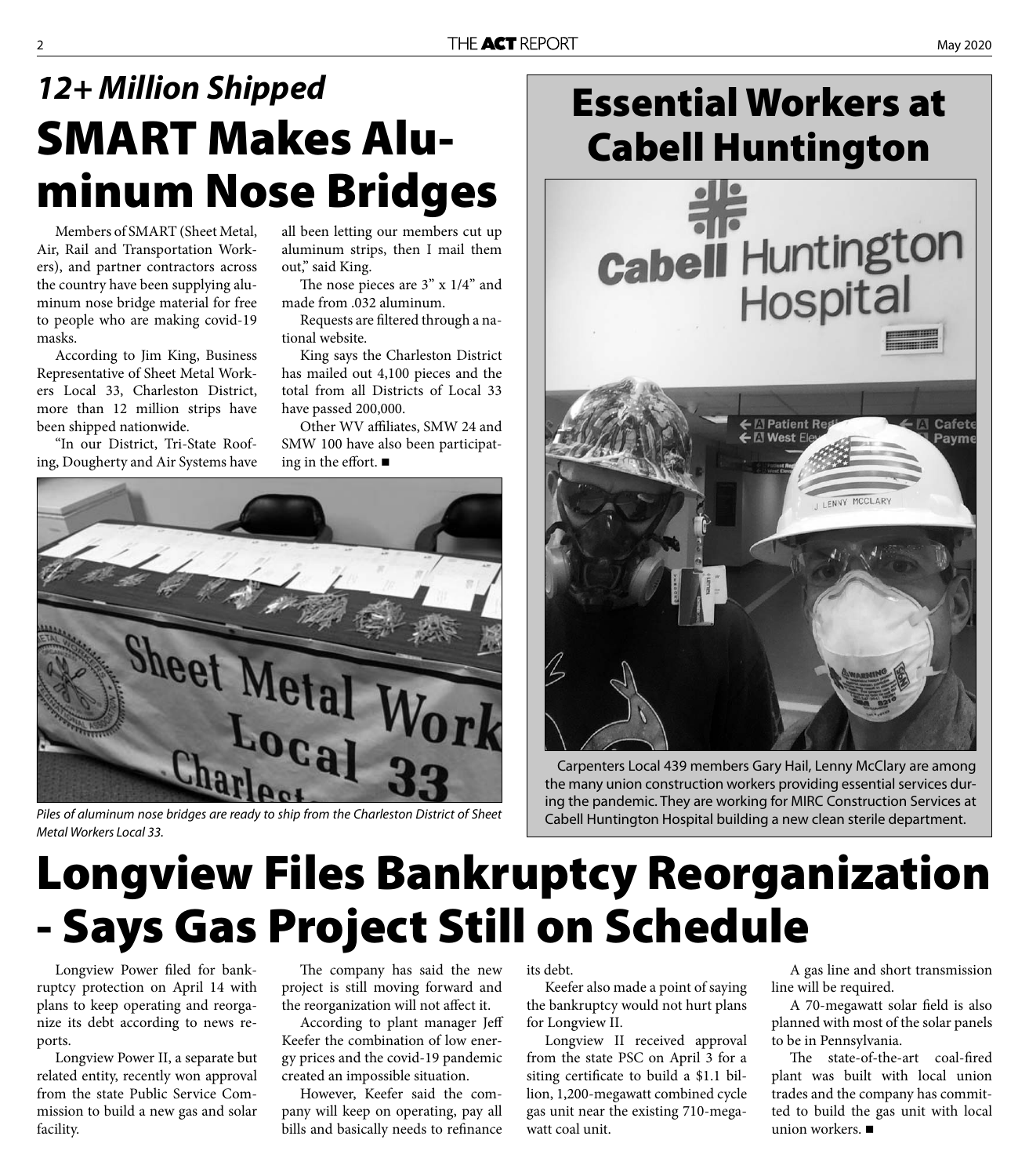## *12+ Million Shipped*

# SMART Makes Aluminum Nose Bridges

Members of SMART (Sheet Metal, Air, Rail and Transportation Workers), and partner contractors across the country have been supplying aluminum nose bridge material for free to people who are making covid-19 masks.

According to Jim King, Business Representative of Sheet Metal Workers Local 33, Charleston District, more than 12 million strips have been shipped nationwide.

"In our District, Tri-State Roofing, Dougherty and Air Systems have all been letting our members cut up aluminum strips, then I mail them out," said King.

The nose pieces are 3" x 1/4" and made from .032 aluminum.

Requests are filtered through a national website.

King says the Charleston District has mailed out 4,100 pieces and the total from all Districts of Local 33 have passed 200,000.

Other WV affiliates, SMW 24 and SMW 100 have also been participating in the effort. ■

*Piles of aluminum nose bridges are ready to ship from the Charleston District of Sheet Metal Workers Local 33.*

# Essential Workers at Cabell Huntington

Carpenters Local 439 members Gary Hail, Lenny McClary are among the many union construction workers providing essential services during the pandemic. They are working for MIRC Construction Services at Cabell Huntington Hospital building a new clean sterile department.

# Longview Files Bankruptcy Reorganization - Says Gas Project Still on Schedule

Longview Power filed for bankruptcy protection on April 14 with plans to keep operating and reorganize its debt according to news reports.

Longview Power II, a separate but related entity, recently won approval from the state Public Service Commission to build a new gas and solar facility.

The company has said the new project is still moving forward and the reorganization will not affect it.

According to plant manager Jeff Keefer the combination of low energy prices and the covid-19 pandemic created an impossible situation.

However, Keefer said the company will keep on operating, pay all bills and basically needs to refinance its debt.

Keefer also made a point of saying the bankruptcy would not hurt plans for Longview II.

Longview II received approval from the state PSC on April 3 for a siting certificate to build a $1.1 billion, 1,200-megawatt combined cycle gas unit near the existing 710-megawatt coal unit.

A gas line and short transmission line will be required.

A 70-megawatt solar field is also planned with most of the solar panels to be in Pennsylvania.

The state-of-the-art coal-fired plant was built with local union trades and the company has committed to build the gas unit with local union workers. ■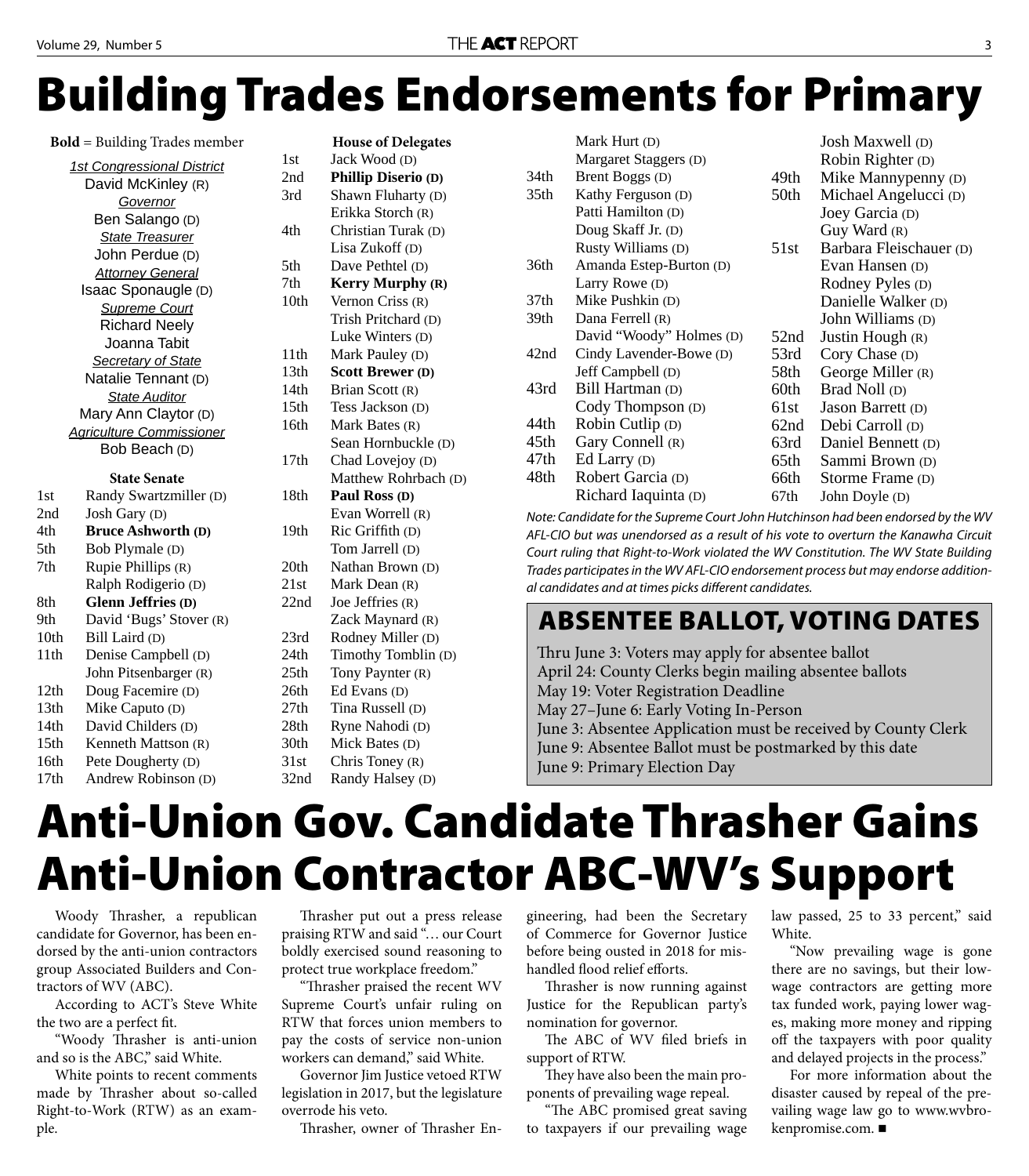# Building Trades Endorsements for Primary

**Bold** = Building Trades member

*1st Congressional District*
David McKinley (R)

*Governor*
Ben Salango (D)

*State Treasurer*
John Perdue (D)

*Attorney General*
Isaac Sponaugle (D)

*Supreme Court*
Richard Neely
Joanna Tabit

*Secretary of State*
Natalie Tennant (D)

*State Auditor*
Mary Ann Claytor (D)

*Agriculture Commissioner*
Bob Beach (D)

### State Senate

| District | Candidate |
|---|---|
| 1st | Randy Swartzmiller (D) |
| 2nd | Josh Gary (D) |
| 4th | **Bruce Ashworth (D)** |
| 5th | Bob Plymale (D) |
| 7th | Rupie Phillips (R) |
| | Ralph Rodigerio (D) |
| 8th | **Glenn Jeffries (D)** |
| 9th | David 'Bugs' Stover (R) |
| 10th | Bill Laird (D) |
| 11th | Denise Campbell (D) |
| | John Pitsenbarger (R) |
| 12th | Doug Facemire (D) |
| 13th | Mike Caputo (D) |
| 14th | David Childers (D) |
| 15th | Kenneth Mattson (R) |
| 16th | Pete Dougherty (D) |
| 17th | Andrew Robinson (D) |

### House of Delegates

| District | Candidate |
|---|---|
| 1st | Jack Wood (D) |
| 2nd | **Phillip Diserio (D)** |
| 3rd | Shawn Fluharty (D) |
| | Erikka Storch (R) |
| 4th | Christian Turak (D) |
| | Lisa Zukoff (D) |
| 5th | Dave Pethtel (D) |
| 7th | **Kerry Murphy (R)** |
| 10th | Vernon Criss (R) |
| | Trish Pritchard (D) |
| | Luke Winters (D) |
| 11th | Mark Pauley (D) |
| 13th | **Scott Brewer (D)** |
| 14th | Brian Scott (R) |
| 15th | Tess Jackson (D) |
| 16th | Mark Bates (R) |
| | Sean Hornbuckle (D) |
| 17th | Chad Lovejoy (D) |
| | Matthew Rohrbach (D) |
| 18th | **Paul Ross (D)** |
| | Evan Worrell (R) |
| 19th | Ric Griffith (D) |
| | Tom Jarrell (D) |
| 20th | Nathan Brown (D) |
| 21st | Mark Dean (R) |
| 22nd | Joe Jeffries (R) |
| | Zack Maynard (R) |
| 23rd | Rodney Miller (D) |
| 24th | Timothy Tomblin (D) |
| 25th | Tony Paynter (R) |
| 26th | Ed Evans (D) |
| 27th | Tina Russell (D) |
| 28th | Ryne Nahodi (D) |
| 30th | Mick Bates (D) |
| 31st | Chris Toney (R) |
| 32nd | Randy Halsey (D) |
| | Mark Hurt (D) |
| | Margaret Staggers (D) |
| 34th | Brent Boggs (D) |
| 35th | Kathy Ferguson (D) |
| | Patti Hamilton (D) |
| | Doug Skaff Jr. (D) |
| | Rusty Williams (D) |
| 36th | Amanda Estep-Burton (D) |
| | Larry Rowe (D) |
| 37th | Mike Pushkin (D) |
| 39th | Dana Ferrell (R) |
| | David "Woody" Holmes (D) |
| 42nd | Cindy Lavender-Bowe (D) |
| | Jeff Campbell (D) |
| 43rd | Bill Hartman (D) |
| | Cody Thompson (D) |
| 44th | Robin Cutlip (D) |
| 45th | Gary Connell (R) |
| 47th | Ed Larry (D) |
| 48th | Robert Garcia (D) |
| | Richard Iaquinta (D) |
| | Josh Maxwell (D) |
| | Robin Righter (D) |
| 49th | Mike Mannypenny (D) |
| 50th | Michael Angelucci (D) |
| | Joey Garcia (D) |
| | Guy Ward (R) |
| 51st | Barbara Fleischauer (D) |
| | Evan Hansen (D) |
| | Rodney Pyles (D) |
| | Danielle Walker (D) |
| | John Williams (D) |
| 52nd | Justin Hough (R) |
| 53rd | Cory Chase (D) |
| 58th | George Miller (R) |
| 60th | Brad Noll (D) |
| 61st | Jason Barrett (D) |
| 62nd | Debi Carroll (D) |
| 63rd | Daniel Bennett (D) |
| 65th | Sammi Brown (D) |
| 66th | Storme Frame (D) |
| 67th | John Doyle (D) |

*Note: Candidate for the Supreme Court John Hutchinson had been endorsed by the WV AFL-CIO but was unendorsed as a result of his vote to overturn the Kanawha Circuit Court ruling that Right-to-Work violated the WV Constitution. The WV State Building Trades participates in the WV AFL-CIO endorsement process but may endorse additional candidates and at times picks different candidates.*

## ABSENTEE BALLOT, VOTING DATES

Thru June 3: Voters may apply for absentee ballot
April 24: County Clerks begin mailing absentee ballots
May 19: Voter Registration Deadline
May 27–June 6: Early Voting In-Person
June 3: Absentee Application must be received by County Clerk
June 9: Absentee Ballot must be postmarked by this date
June 9: Primary Election Day

# Anti-Union Gov. Candidate Thrasher Gains Anti-Union Contractor ABC-WV's Support

Woody Thrasher, a republican candidate for Governor, has been endorsed by the anti-union contractors group Associated Builders and Contractors of WV (ABC).

According to ACT's Steve White the two are a perfect fit.

"Woody Thrasher is anti-union and so is the ABC," said White.

White points to recent comments made by Thrasher about so-called Right-to-Work (RTW) as an example.

Thrasher put out a press release praising RTW and said "… our Court boldly exercised sound reasoning to protect true workplace freedom."

"Thrasher praised the recent WV Supreme Court's unfair ruling on RTW that forces union members to pay the costs of service non-union workers can demand," said White.

Governor Jim Justice vetoed RTW legislation in 2017, but the legislature overrode his veto.

Thrasher, owner of Thrasher Engineering, had been the Secretary of Commerce for Governor Justice before being ousted in 2018 for mishandled flood relief efforts.

Thrasher is now running against Justice for the Republican party's nomination for governor.

The ABC of WV filed briefs in support of RTW.

They have also been the main proponents of prevailing wage repeal.

"The ABC promised great saving to taxpayers if our prevailing wage law passed, 25 to 33 percent," said White.

"Now prevailing wage is gone there are no savings, but their low-wage contractors are getting more tax funded work, paying lower wages, making more money and ripping off the taxpayers with poor quality and delayed projects in the process."

For more information about the disaster caused by repeal of the prevailing wage law go to www.wvbrokenpromise.com. ■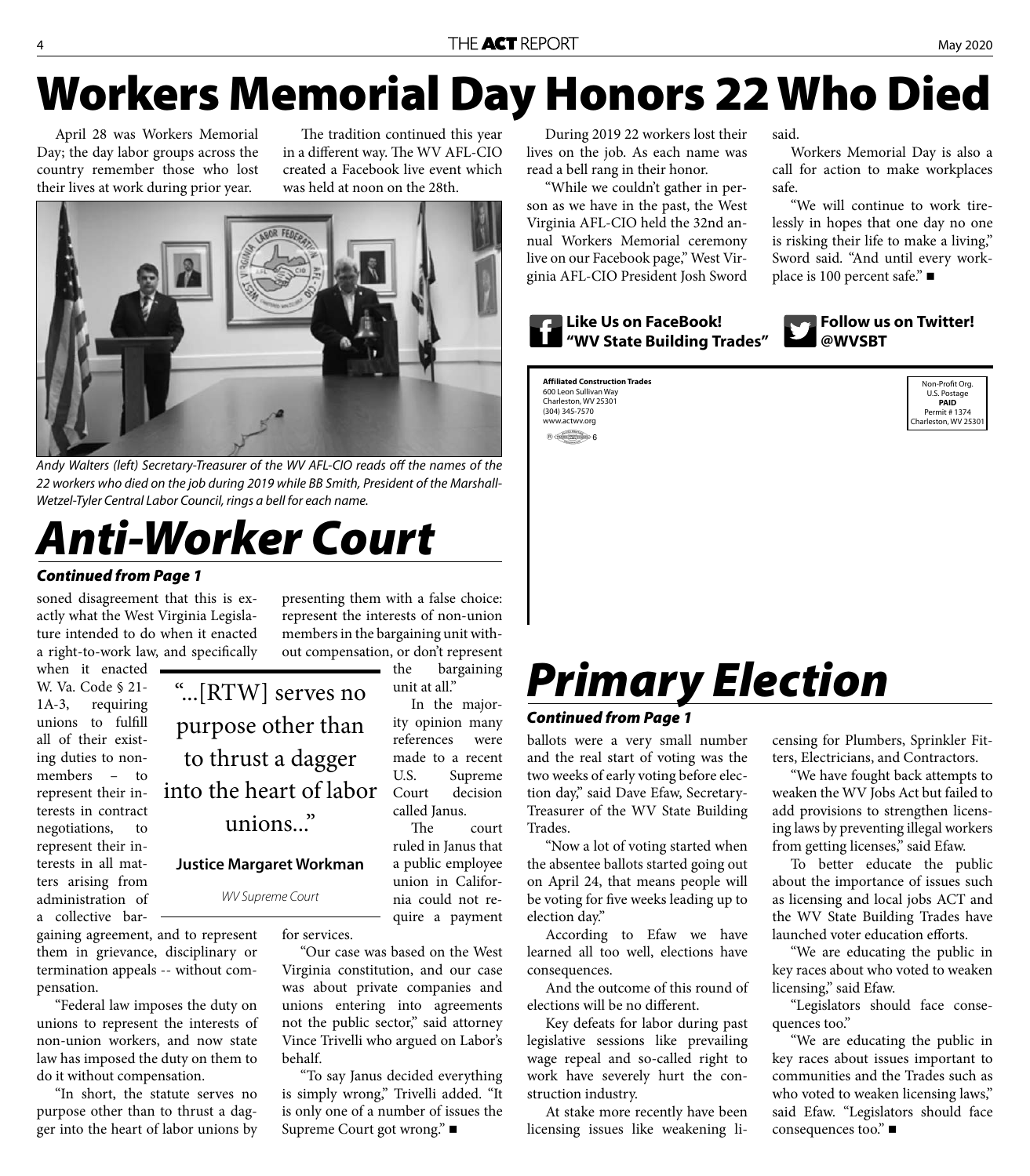# Workers Memorial Day Honors 22 Who Died

April 28 was Workers Memorial Day; the day labor groups across the country remember those who lost their lives at work during prior year.

The tradition continued this year in a different way. The WV AFL-CIO created a Facebook live event which was held at noon on the 28th.

*Andy Walters (left) Secretary-Treasurer of the WV AFL-CIO reads off the names of the 22 workers who died on the job during 2019 while BB Smith, President of the Marshall-Wetzel-Tyler Central Labor Council, rings a bell for each name.*

During 2019 22 workers lost their lives on the job. As each name was read a bell rang in their honor.

"While we couldn't gather in person as we have in the past, the West Virginia AFL-CIO held the 32nd annual Workers Memorial ceremony live on our Facebook page," West Virginia AFL-CIO President Josh Sword said.

Workers Memorial Day is also a call for action to make workplaces safe.

"We will continue to work tirelessly in hopes that one day no one is risking their life to make a living," Sword said. "And until every workplace is 100 percent safe." ■

**Like Us on FaceBook! "WV State Building Trades"**

**Follow us on Twitter! @WVSBT**

**Affiliated Construction Trades**
600 Leon Sullivan Way
Charleston, WV 25301
(304) 345-7570
www.actwv.org

Non-Profit Org.
U.S. Postage
**PAID**
Permit # 1374
Charleston, WV 25301

# *Anti-Worker Court*

***Continued from Page 1***

soned disagreement that this is exactly what the West Virginia Legislature intended to do when it enacted a right-to-work law, and specifically when it enacted W. Va. Code § 21-1A-3, requiring unions to fulfill all of their existing duties to nonmembers – to represent their interests in contract negotiations, to represent their interests in all matters arising from administration of a collective bargaining agreement, and to represent them in grievance, disciplinary or termination appeals -- without compensation.

"Federal law imposes the duty on unions to represent the interests of non-union workers, and now state law has imposed the duty on them to do it without compensation.

"In short, the statute serves no purpose other than to thrust a dagger into the heart of labor unions by presenting them with a false choice: represent the interests of non-union members in the bargaining unit without compensation, or don't represent the bargaining unit at all."

> "...[RTW] serves no purpose other than to thrust a dagger into the heart of labor unions..."
>
> **Justice Margaret Workman**
>
> *WV Supreme Court*

In the majority opinion many references were made to a recent U.S. Supreme Court decision called Janus.

The court ruled in Janus that a public employee union in California could not require a payment for services.

"Our case was based on the West Virginia constitution, and our case was about private companies and unions entering into agreements not the public sector," said attorney Vince Trivelli who argued on Labor's behalf.

"To say Janus decided everything is simply wrong," Trivelli added. "It is only one of a number of issues the Supreme Court got wrong." ■

# *Primary Election*

***Continued from Page 1***

ballots were a very small number and the real start of voting was the two weeks of early voting before election day," said Dave Efaw, Secretary-Treasurer of the WV State Building Trades.

"Now a lot of voting started when the absentee ballots started going out on April 24, that means people will be voting for five weeks leading up to election day."

According to Efaw we have learned all too well, elections have consequences.

And the outcome of this round of elections will be no different.

Key defeats for labor during past legislative sessions like prevailing wage repeal and so-called right to work have severely hurt the construction industry.

At stake more recently have been licensing issues like weakening licensing for Plumbers, Sprinkler Fitters, Electricians, and Contractors.

"We have fought back attempts to weaken the WV Jobs Act but failed to add provisions to strengthen licensing laws by preventing illegal workers from getting licenses," said Efaw.

To better educate the public about the importance of issues such as licensing and local jobs ACT and the WV State Building Trades have launched voter education efforts.

"We are educating the public in key races about who voted to weaken licensing," said Efaw.

"Legislators should face consequences too."

"We are educating the public in key races about issues important to communities and the Trades such as who voted to weaken licensing laws," said Efaw. "Legislators should face consequences too." ■